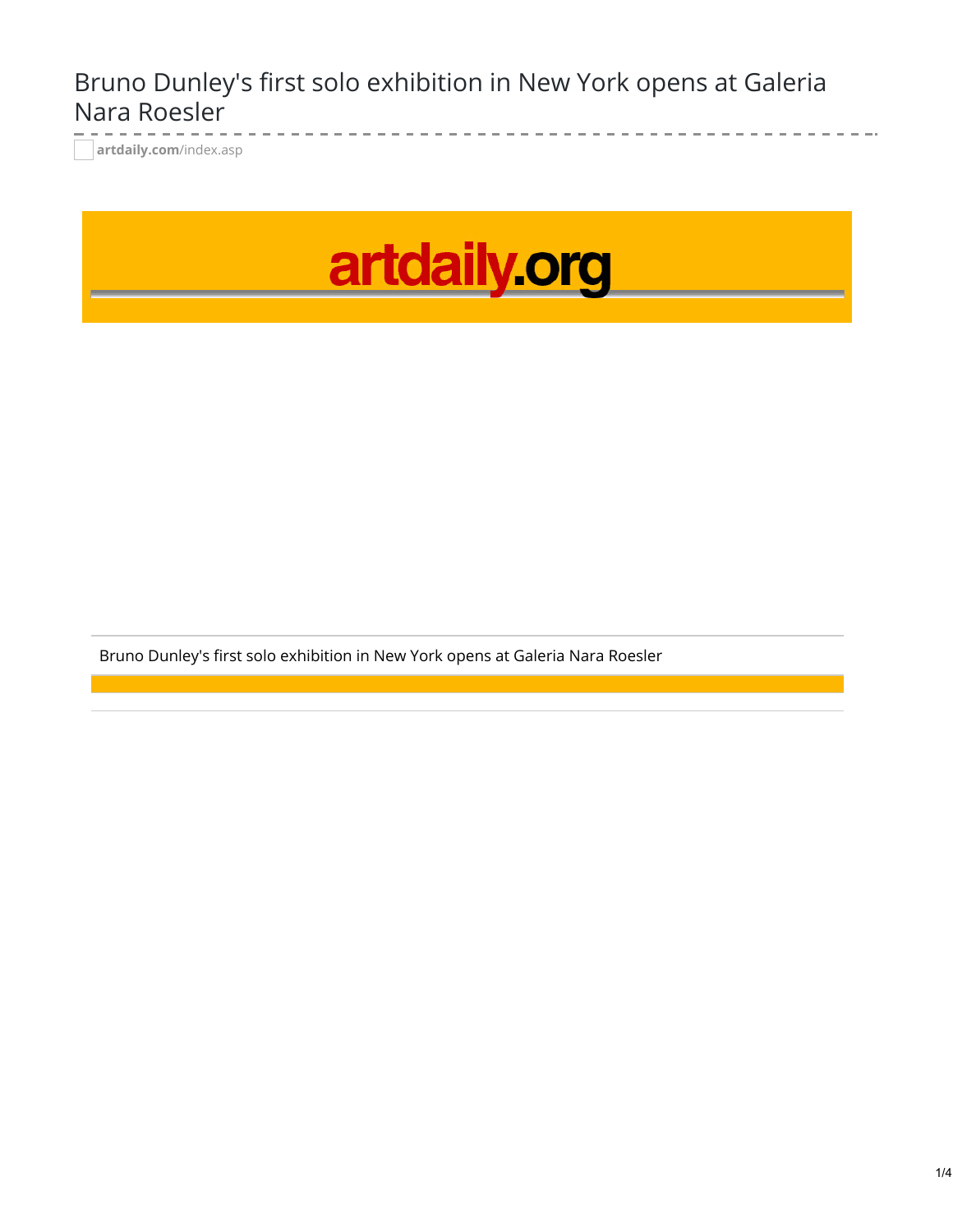# Bruno Dunley's first solo exhibition in New York opens at Galeria Nara Roesler

**artdaily.com**/index.asp

artdaily.org

Bruno Dunley's first solo exhibition in New York opens at Galeria Nara Roesler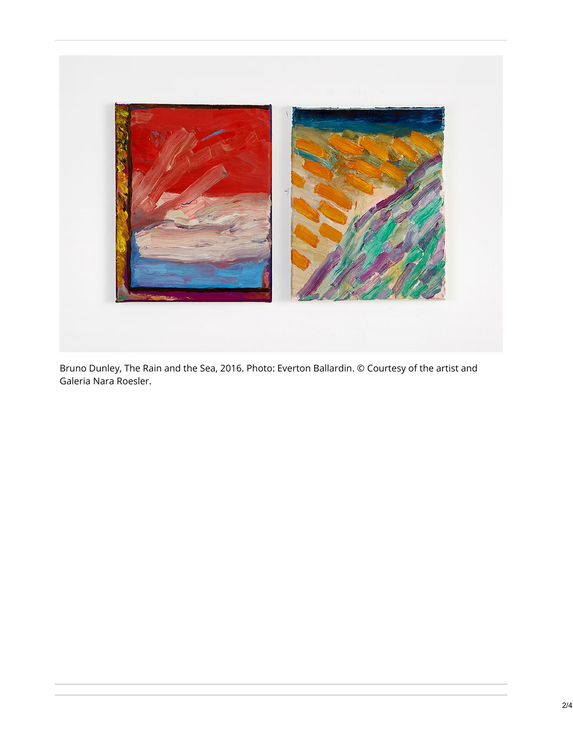Bruno Dunley, The Rain and the Sea, 2016. Photo: Everton Ballardin. © Courtesy of the artist and Galeria Nara Roesler.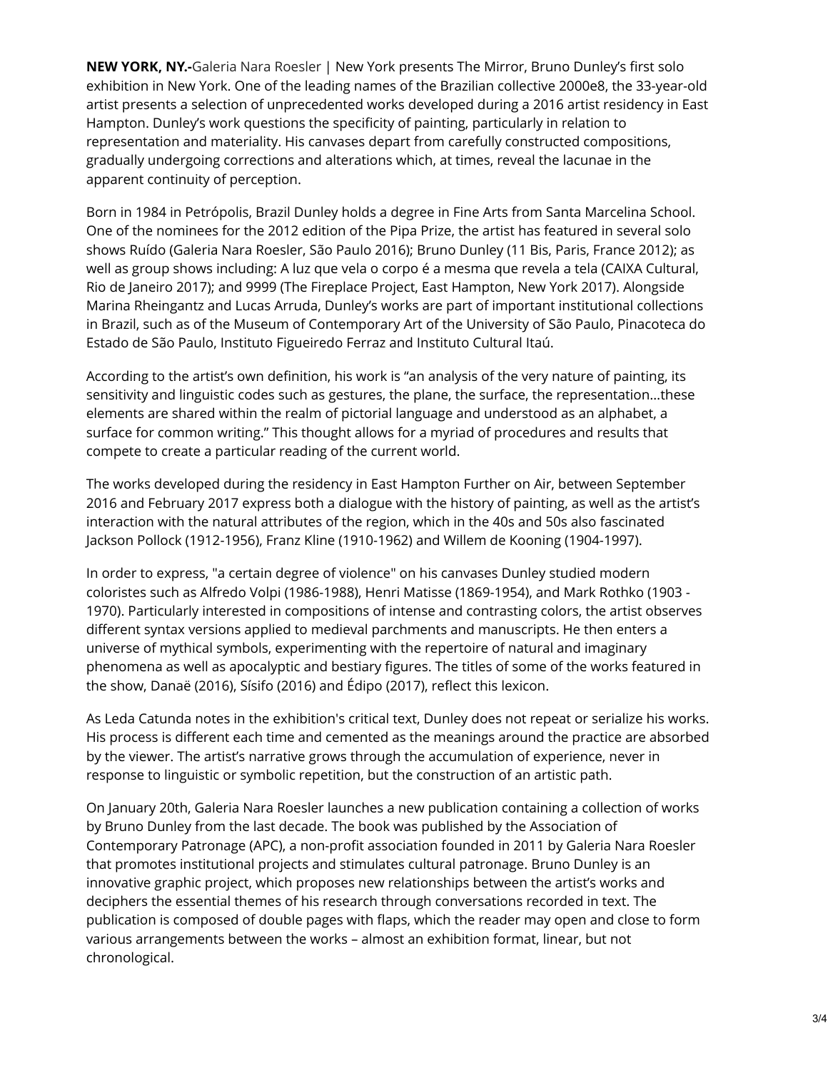**NEW YORK, NY.-**Galeria Nara Roesler | New York presents The Mirror, Bruno Dunley's first solo exhibition in New York. One of the leading names of the Brazilian collective 2000e8, the 33-year-old artist presents a selection of unprecedented works developed during a 2016 artist residency in East Hampton. Dunley's work questions the specificity of painting, particularly in relation to representation and materiality. His canvases depart from carefully constructed compositions, gradually undergoing corrections and alterations which, at times, reveal the lacunae in the apparent continuity of perception.

Born in 1984 in Petrópolis, Brazil Dunley holds a degree in Fine Arts from Santa Marcelina School. One of the nominees for the 2012 edition of the Pipa Prize, the artist has featured in several solo shows Ruído (Galeria Nara Roesler, São Paulo 2016); Bruno Dunley (11 Bis, Paris, France 2012); as well as group shows including: A luz que vela o corpo é a mesma que revela a tela (CAIXA Cultural, Rio de Janeiro 2017); and 9999 (The Fireplace Project, East Hampton, New York 2017). Alongside Marina Rheingantz and Lucas Arruda, Dunley's works are part of important institutional collections in Brazil, such as of the Museum of Contemporary Art of the University of São Paulo, Pinacoteca do Estado de São Paulo, Instituto Figueiredo Ferraz and Instituto Cultural Itaú.

According to the artist's own definition, his work is "an analysis of the very nature of painting, its sensitivity and linguistic codes such as gestures, the plane, the surface, the representation…these elements are shared within the realm of pictorial language and understood as an alphabet, a surface for common writing." This thought allows for a myriad of procedures and results that compete to create a particular reading of the current world.

The works developed during the residency in East Hampton Further on Air, between September 2016 and February 2017 express both a dialogue with the history of painting, as well as the artist's interaction with the natural attributes of the region, which in the 40s and 50s also fascinated Jackson Pollock (1912-1956), Franz Kline (1910-1962) and Willem de Kooning (1904-1997).

In order to express, "a certain degree of violence" on his canvases Dunley studied modern coloristes such as Alfredo Volpi (1986-1988), Henri Matisse (1869-1954), and Mark Rothko (1903 - 1970). Particularly interested in compositions of intense and contrasting colors, the artist observes different syntax versions applied to medieval parchments and manuscripts. He then enters a universe of mythical symbols, experimenting with the repertoire of natural and imaginary phenomena as well as apocalyptic and bestiary figures. The titles of some of the works featured in the show, Danaë (2016), Sísifo (2016) and Édipo (2017), reflect this lexicon.

As Leda Catunda notes in the exhibition's critical text, Dunley does not repeat or serialize his works. His process is different each time and cemented as the meanings around the practice are absorbed by the viewer. The artist's narrative grows through the accumulation of experience, never in response to linguistic or symbolic repetition, but the construction of an artistic path.

On January 20th, Galeria Nara Roesler launches a new publication containing a collection of works by Bruno Dunley from the last decade. The book was published by the Association of Contemporary Patronage (APC), a non-profit association founded in 2011 by Galeria Nara Roesler that promotes institutional projects and stimulates cultural patronage. Bruno Dunley is an innovative graphic project, which proposes new relationships between the artist's works and deciphers the essential themes of his research through conversations recorded in text. The publication is composed of double pages with flaps, which the reader may open and close to form various arrangements between the works – almost an exhibition format, linear, but not chronological.